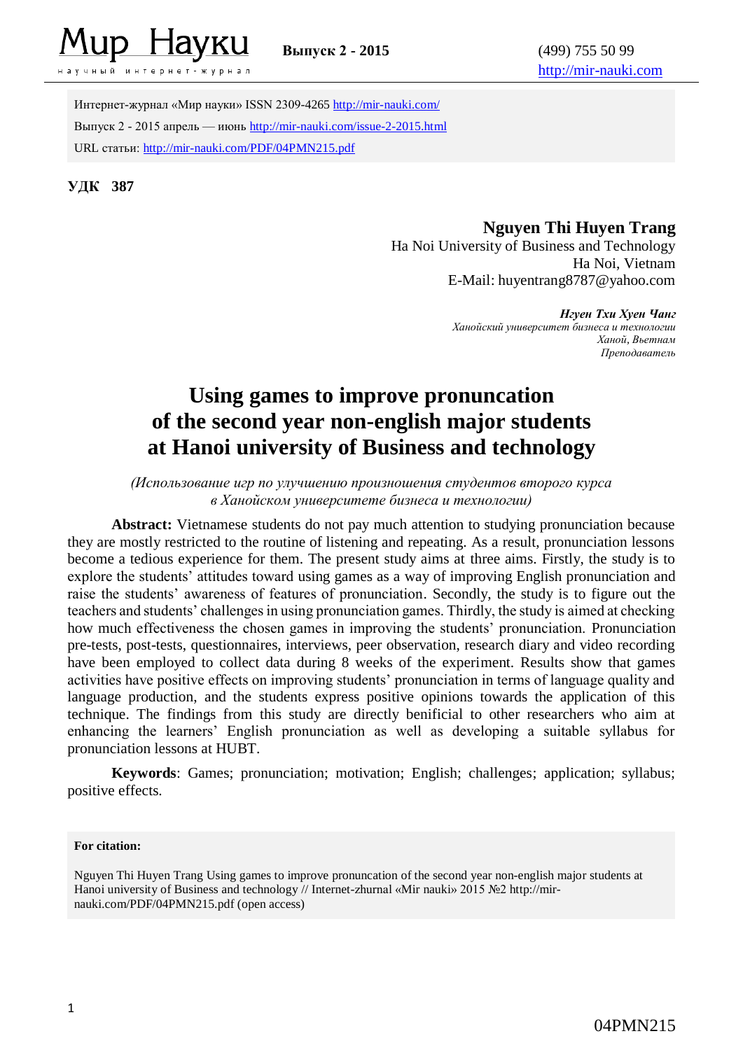Интернет-журнал «Мир науки» ISSN 2309-4265 http://mir-nauki.com/

Выпуск 2 - 2015 апрель — июнь http://mir-nauki.com/issue-2-2015.html

URL статьи: http://mir-nauki.com/PDF/04PMN215.pdf

**УДК 387**

**Nguyen Thi Huyen Trang**
Ha Noi University of Business and Technology
Ha Noi, Vietnam
E-Mail: huyentrang8787@yahoo.com

***Нгуен Тхи Хуен Чанг***
*Ханойский университет бизнеса и технологии*
*Ханой, Вьетнам*
*Преподаватель*

# Using games to improve pronuncation of the second year non-english major students at Hanoi university of Business and technology

*(Использование игр по улучшению произношения студентов второго курса в Ханойском университете бизнеса и технологии)*

**Abstract:** Vietnamese students do not pay much attention to studying pronunciation because they are mostly restricted to the routine of listening and repeating. As a result, pronunciation lessons become a tedious experience for them. The present study aims at three aims. Firstly, the study is to explore the students' attitudes toward using games as a way of improving English pronunciation and raise the students' awareness of features of pronunciation. Secondly, the study is to figure out the teachers and students' challenges in using pronunciation games. Thirdly, the study is aimed at checking how much effectiveness the chosen games in improving the students' pronunciation. Pronunciation pre-tests, post-tests, questionnaires, interviews, peer observation, research diary and video recording have been employed to collect data during 8 weeks of the experiment. Results show that games activities have positive effects on improving students' pronunciation in terms of language quality and language production, and the students express positive opinions towards the application of this technique. The findings from this study are directly benificial to other researchers who aim at enhancing the learners' English pronunciation as well as developing a suitable syllabus for pronunciation lessons at HUBT.

**Keywords**: Games; pronunciation; motivation; English; challenges; application; syllabus; positive effects.

**For citation:**

Nguyen Thi Huyen Trang Using games to improve pronuncation of the second year non-english major students at Hanoi university of Business and technology // Internet-zhurnal «Mir nauki» 2015 №2 http://mir-nauki.com/PDF/04PMN215.pdf (open access)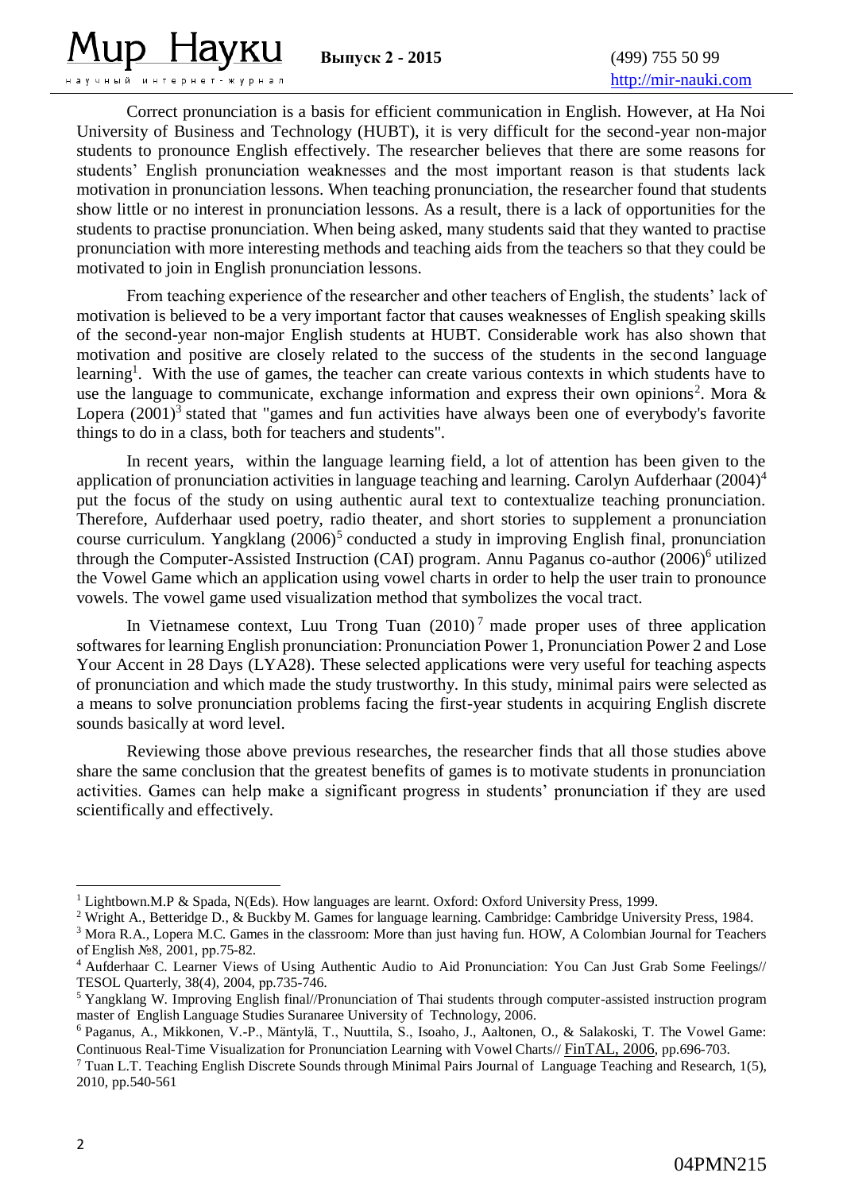Correct pronunciation is a basis for efficient communication in English. However, at Ha Noi University of Business and Technology (HUBT), it is very difficult for the second-year non-major students to pronounce English effectively. The researcher believes that there are some reasons for students' English pronunciation weaknesses and the most important reason is that students lack motivation in pronunciation lessons. When teaching pronunciation, the researcher found that students show little or no interest in pronunciation lessons. As a result, there is a lack of opportunities for the students to practise pronunciation. When being asked, many students said that they wanted to practise pronunciation with more interesting methods and teaching aids from the teachers so that they could be motivated to join in English pronunciation lessons.

From teaching experience of the researcher and other teachers of English, the students' lack of motivation is believed to be a very important factor that causes weaknesses of English speaking skills of the second-year non-major English students at HUBT. Considerable work has also shown that motivation and positive are closely related to the success of the students in the second language learning[1]. With the use of games, the teacher can create various contexts in which students have to use the language to communicate, exchange information and express their own opinions[2]. Mora & Lopera (2001)[3] stated that "games and fun activities have always been one of everybody's favorite things to do in a class, both for teachers and students".

In recent years, within the language learning field, a lot of attention has been given to the application of pronunciation activities in language teaching and learning. Carolyn Aufderhaar (2004)[4] put the focus of the study on using authentic aural text to contextualize teaching pronunciation. Therefore, Aufderhaar used poetry, radio theater, and short stories to supplement a pronunciation course curriculum. Yangklang (2006)[5] conducted a study in improving English final, pronunciation through the Computer-Assisted Instruction (CAI) program. Annu Paganus co-author (2006)[6] utilized the Vowel Game which an application using vowel charts in order to help the user train to pronounce vowels. The vowel game used visualization method that symbolizes the vocal tract.

In Vietnamese context, Luu Trong Tuan (2010)[7] made proper uses of three application softwares for learning English pronunciation: Pronunciation Power 1, Pronunciation Power 2 and Lose Your Accent in 28 Days (LYA28). These selected applications were very useful for teaching aspects of pronunciation and which made the study trustworthy. In this study, minimal pairs were selected as a means to solve pronunciation problems facing the first-year students in acquiring English discrete sounds basically at word level.

Reviewing those above previous researches, the researcher finds that all those studies above share the same conclusion that the greatest benefits of games is to motivate students in pronunciation activities. Games can help make a significant progress in students' pronunciation if they are used scientifically and effectively.

---

[1] Lightbown.M.P & Spada, N(Eds). How languages are learnt. Oxford: Oxford University Press, 1999.

[2] Wright A., Betteridge D., & Buckby M. Games for language learning. Cambridge: Cambridge University Press, 1984.

[3] Mora R.A., Lopera M.C. Games in the classroom: More than just having fun. HOW, A Colombian Journal for Teachers of English №8, 2001, pp.75-82.

[4] Aufderhaar C. Learner Views of Using Authentic Audio to Aid Pronunciation: You Can Just Grab Some Feelings// TESOL Quarterly, 38(4), 2004, pp.735-746.

[5] Yangklang W. Improving English final//Pronunciation of Thai students through computer-assisted instruction program master of English Language Studies Suranaree University of Technology, 2006.

[6] Paganus, A., Mikkonen, V.-P., Mäntylä, T., Nuuttila, S., Isoaho, J., Aaltonen, O., & Salakoski, T. The Vowel Game: Continuous Real-Time Visualization for Pronunciation Learning with Vowel Charts// FinTAL, 2006, pp.696-703.

[7] Tuan L.T. Teaching English Discrete Sounds through Minimal Pairs Journal of Language Teaching and Research, 1(5), 2010, pp.540-561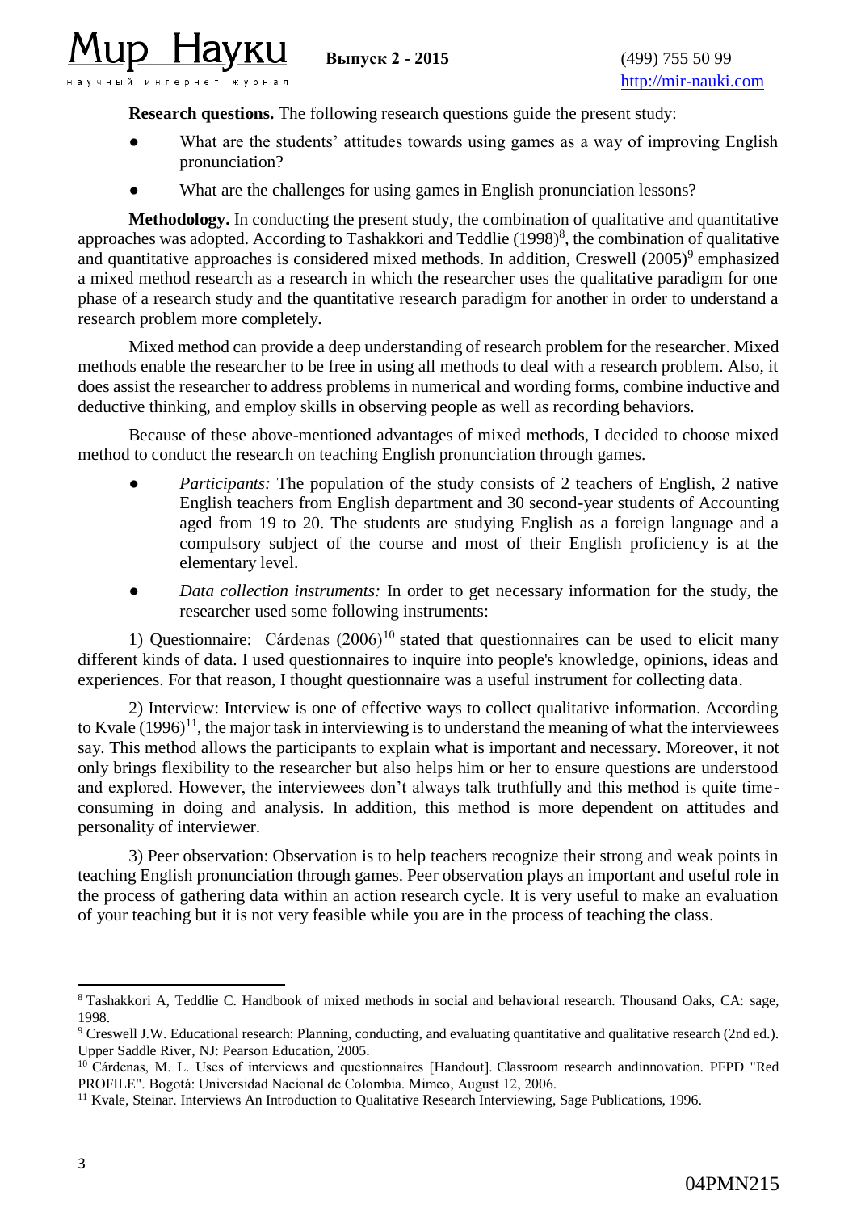**Research questions.** The following research questions guide the present study:

- What are the students' attitudes towards using games as a way of improving English pronunciation?
- What are the challenges for using games in English pronunciation lessons?

**Methodology.** In conducting the present study, the combination of qualitative and quantitative approaches was adopted. According to Tashakkori and Teddlie (1998)[8], the combination of qualitative and quantitative approaches is considered mixed methods. In addition, Creswell (2005)[9] emphasized a mixed method research as a research in which the researcher uses the qualitative paradigm for one phase of a research study and the quantitative research paradigm for another in order to understand a research problem more completely.

Mixed method can provide a deep understanding of research problem for the researcher. Mixed methods enable the researcher to be free in using all methods to deal with a research problem. Also, it does assist the researcher to address problems in numerical and wording forms, combine inductive and deductive thinking, and employ skills in observing people as well as recording behaviors.

Because of these above-mentioned advantages of mixed methods, I decided to choose mixed method to conduct the research on teaching English pronunciation through games.

- *Participants:* The population of the study consists of 2 teachers of English, 2 native English teachers from English department and 30 second-year students of Accounting aged from 19 to 20. The students are studying English as a foreign language and a compulsory subject of the course and most of their English proficiency is at the elementary level.
- *Data collection instruments:* In order to get necessary information for the study, the researcher used some following instruments:

1) Questionnaire: Cárdenas (2006)[10] stated that questionnaires can be used to elicit many different kinds of data. I used questionnaires to inquire into people's knowledge, opinions, ideas and experiences. For that reason, I thought questionnaire was a useful instrument for collecting data.

2) Interview: Interview is one of effective ways to collect qualitative information. According to Kvale (1996)[11], the major task in interviewing is to understand the meaning of what the interviewees say. This method allows the participants to explain what is important and necessary. Moreover, it not only brings flexibility to the researcher but also helps him or her to ensure questions are understood and explored. However, the interviewees don't always talk truthfully and this method is quite time-consuming in doing and analysis. In addition, this method is more dependent on attitudes and personality of interviewer.

3) Peer observation: Observation is to help teachers recognize their strong and weak points in teaching English pronunciation through games. Peer observation plays an important and useful role in the process of gathering data within an action research cycle. It is very useful to make an evaluation of your teaching but it is not very feasible while you are in the process of teaching the class.

---

[8] Tashakkori A, Teddlie C. Handbook of mixed methods in social and behavioral research. Thousand Oaks, CA: sage, 1998.

[9] Creswell J.W. Educational research: Planning, conducting, and evaluating quantitative and qualitative research (2nd ed.). Upper Saddle River, NJ: Pearson Education, 2005.

[10] Cárdenas, M. L. Uses of interviews and questionnaires [Handout]. Classroom research andinnovation. PFPD "Red PROFILE". Bogotá: Universidad Nacional de Colombia. Mimeo, August 12, 2006.

[11] Kvale, Steinar. Interviews An Introduction to Qualitative Research Interviewing, Sage Publications, 1996.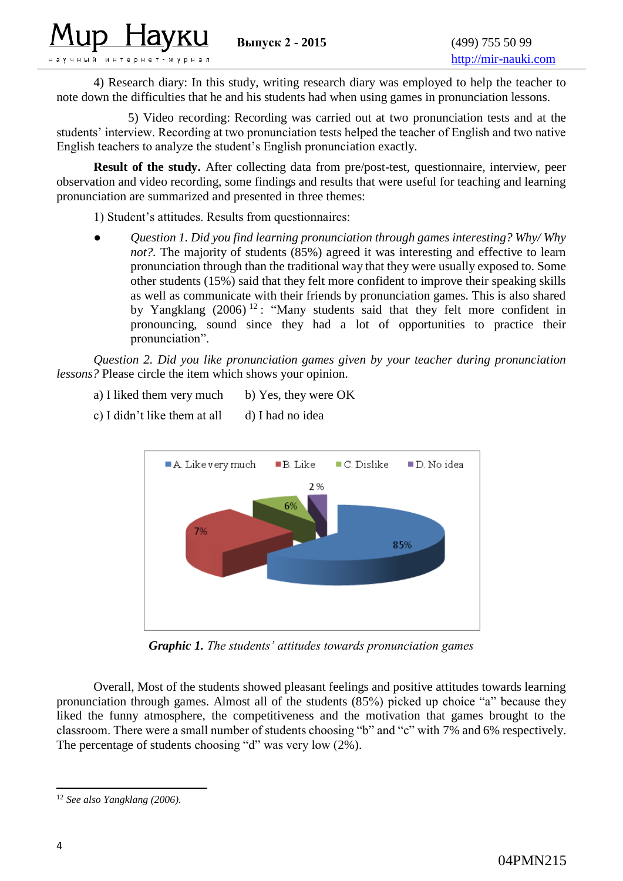4) Research diary: In this study, writing research diary was employed to help the teacher to note down the difficulties that he and his students had when using games in pronunciation lessons.

5) Video recording: Recording was carried out at two pronunciation tests and at the students' interview. Recording at two pronunciation tests helped the teacher of English and two native English teachers to analyze the student's English pronunciation exactly.

**Result of the study.** After collecting data from pre/post-test, questionnaire, interview, peer observation and video recording, some findings and results that were useful for teaching and learning pronunciation are summarized and presented in three themes:

1) Student's attitudes. Results from questionnaires:

- *Question 1. Did you find learning pronunciation through games interesting? Why/ Why not?.* The majority of students (85%) agreed it was interesting and effective to learn pronunciation through than the traditional way that they were usually exposed to. Some other students (15%) said that they felt more confident to improve their speaking skills as well as communicate with their friends by pronunciation games. This is also shared by Yangklang (2006) [12]: "Many students said that they felt more confident in pronouncing, sound since they had a lot of opportunities to practice their pronunciation".

*Question 2. Did you like pronunciation games given by your teacher during pronunciation lessons?* Please circle the item which shows your opinion.

a) I liked them very much b) Yes, they were OK

c) I didn't like them at all d) I had no idea

**Graphic 1.** *The students' attitudes towards pronunciation games*

Overall, Most of the students showed pleasant feelings and positive attitudes towards learning pronunciation through games. Almost all of the students (85%) picked up choice "a" because they liked the funny atmosphere, the competitiveness and the motivation that games brought to the classroom. There were a small number of students choosing "b" and "c" with 7% and 6% respectively. The percentage of students choosing "d" was very low (2%).

---

[12] *See also Yangklang (2006).*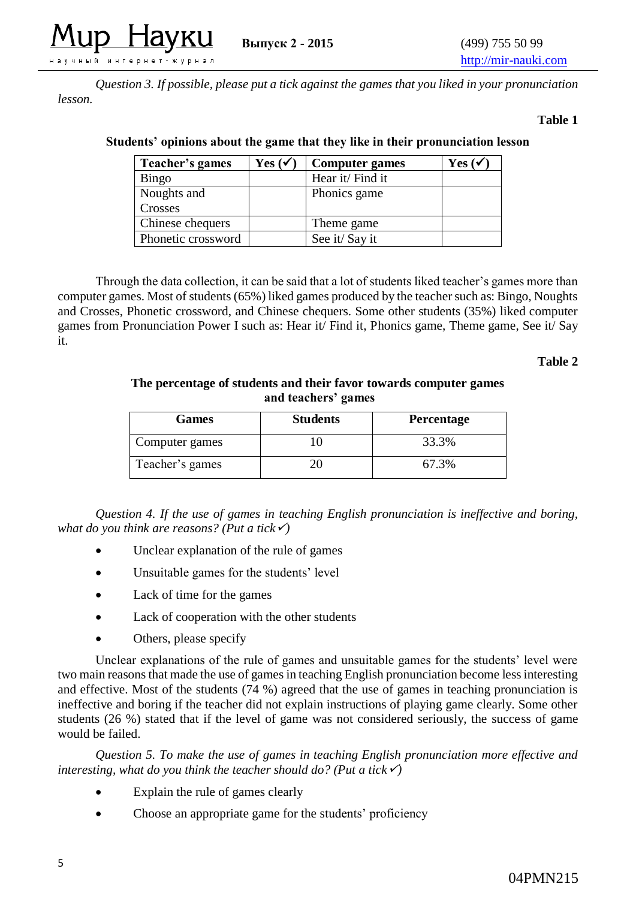*Question 3. If possible, please put a tick against the games that you liked in your pronunciation lesson.*

**Table 1**

**Students' opinions about the game that they like in their pronunciation lesson**

| Teacher's games | Yes (✓) | Computer games | Yes (✓) |
|---|---|---|---|
| Bingo | | Hear it/ Find it | |
| Noughts and Crosses | | Phonics game | |
| Chinese chequers | | Theme game | |
| Phonetic crossword | | See it/ Say it | |

Through the data collection, it can be said that a lot of students liked teacher's games more than computer games. Most of students (65%) liked games produced by the teacher such as: Bingo, Noughts and Crosses, Phonetic crossword, and Chinese chequers. Some other students (35%) liked computer games from Pronunciation Power I such as: Hear it/ Find it, Phonics game, Theme game, See it/ Say it.

**Table 2**

**The percentage of students and their favor towards computer games and teachers' games**

| Games | Students | Percentage |
|---|---|---|
| Computer games | 10 | 33.3% |
| Teacher's games | 20 | 67.3% |

*Question 4. If the use of games in teaching English pronunciation is ineffective and boring, what do you think are reasons? (Put a tick✓)*

- Unclear explanation of the rule of games
- Unsuitable games for the students' level
- Lack of time for the games
- Lack of cooperation with the other students
- Others, please specify

Unclear explanations of the rule of games and unsuitable games for the students' level were two main reasons that made the use of games in teaching English pronunciation become less interesting and effective. Most of the students (74 %) agreed that the use of games in teaching pronunciation is ineffective and boring if the teacher did not explain instructions of playing game clearly. Some other students (26 %) stated that if the level of game was not considered seriously, the success of game would be failed.

*Question 5. To make the use of games in teaching English pronunciation more effective and interesting, what do you think the teacher should do? (Put a tick✓)*

- Explain the rule of games clearly
- Choose an appropriate game for the students' proficiency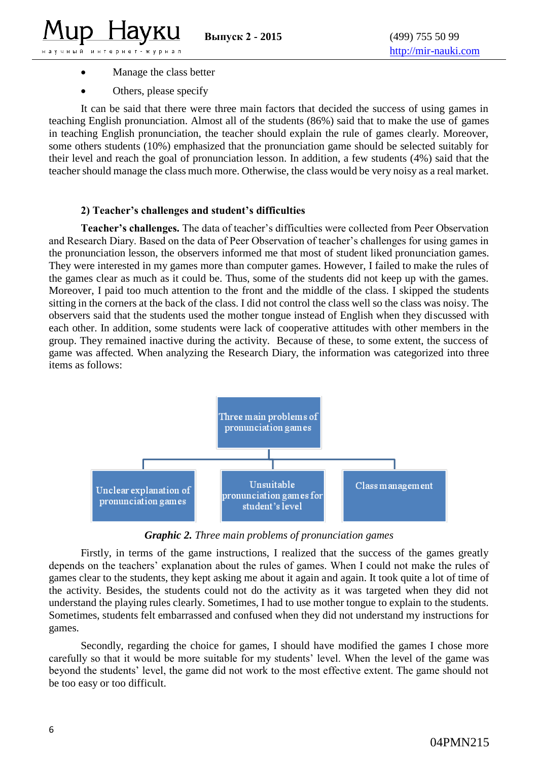- Manage the class better
- Others, please specify

It can be said that there were three main factors that decided the success of using games in teaching English pronunciation. Almost all of the students (86%) said that to make the use of games in teaching English pronunciation, the teacher should explain the rule of games clearly. Moreover, some others students (10%) emphasized that the pronunciation game should be selected suitably for their level and reach the goal of pronunciation lesson. In addition, a few students (4%) said that the teacher should manage the class much more. Otherwise, the class would be very noisy as a real market.

### 2) Teacher's challenges and student's difficulties

**Teacher's challenges.** The data of teacher's difficulties were collected from Peer Observation and Research Diary. Based on the data of Peer Observation of teacher's challenges for using games in the pronunciation lesson, the observers informed me that most of student liked pronunciation games. They were interested in my games more than computer games. However, I failed to make the rules of the games clear as much as it could be. Thus, some of the students did not keep up with the games. Moreover, I paid too much attention to the front and the middle of the class. I skipped the students sitting in the corners at the back of the class. I did not control the class well so the class was noisy. The observers said that the students used the mother tongue instead of English when they discussed with each other. In addition, some students were lack of cooperative attitudes with other members in the group. They remained inactive during the activity. Because of these, to some extent, the success of game was affected. When analyzing the Research Diary, the information was categorized into three items as follows:

Three main problems of pronunciation games

- Unclear explanation of pronunciation games
- Unsuitable pronunciation games for student's level
- Class management

***Graphic 2.*** *Three main problems of pronunciation games*

Firstly, in terms of the game instructions, I realized that the success of the games greatly depends on the teachers' explanation about the rules of games. When I could not make the rules of games clear to the students, they kept asking me about it again and again. It took quite a lot of time of the activity. Besides, the students could not do the activity as it was targeted when they did not understand the playing rules clearly. Sometimes, I had to use mother tongue to explain to the students. Sometimes, students felt embarrassed and confused when they did not understand my instructions for games.

Secondly, regarding the choice for games, I should have modified the games I chose more carefully so that it would be more suitable for my students' level. When the level of the game was beyond the students' level, the game did not work to the most effective extent. The game should not be too easy or too difficult.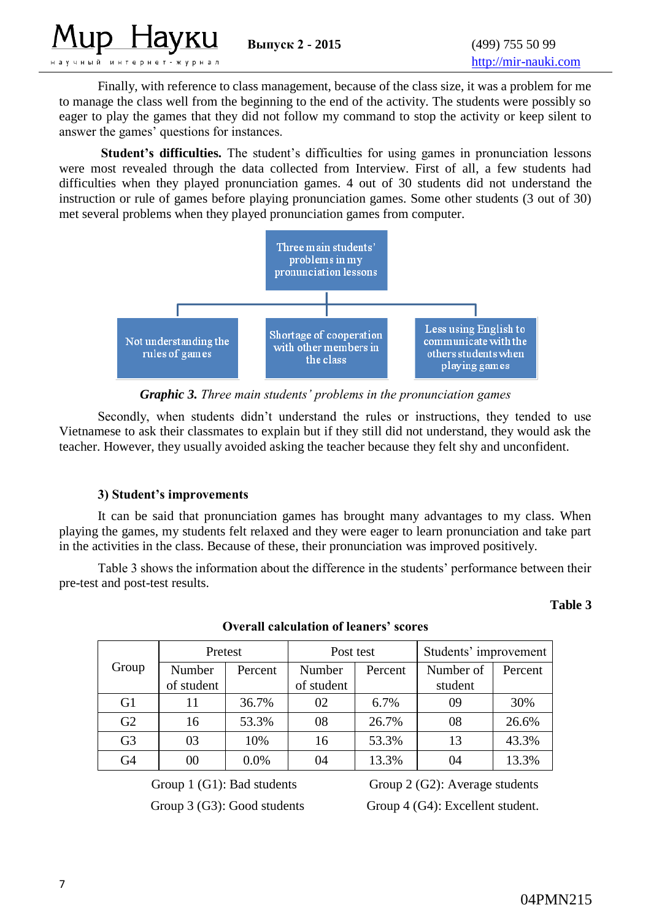Finally, with reference to class management, because of the class size, it was a problem for me to manage the class well from the beginning to the end of the activity. The students were possibly so eager to play the games that they did not follow my command to stop the activity or keep silent to answer the games' questions for instances.

**Student's difficulties.** The student's difficulties for using games in pronunciation lessons were most revealed through the data collected from Interview. First of all, a few students had difficulties when they played pronunciation games. 4 out of 30 students did not understand the instruction or rule of games before playing pronunciation games. Some other students (3 out of 30) met several problems when they played pronunciation games from computer.

Three main students' problems in my pronunciation lessons

- Not understanding the rules of games
- Shortage of cooperation with other members in the class
- Less using English to communicate with the others students when playing games

***Graphic 3.*** *Three main students' problems in the pronunciation games*

Secondly, when students didn't understand the rules or instructions, they tended to use Vietnamese to ask their classmates to explain but if they still did not understand, they would ask the teacher. However, they usually avoided asking the teacher because they felt shy and unconfident.

**3) Student's improvements**

It can be said that pronunciation games has brought many advantages to my class. When playing the games, my students felt relaxed and they were eager to learn pronunciation and take part in the activities in the class. Because of these, their pronunciation was improved positively.

Table 3 shows the information about the difference in the students' performance between their pre-test and post-test results.

**Table 3**

**Overall calculation of leaners' scores**

| Group | Pretest | | Post test | | Students' improvement | |
|---|---|---|---|---|---|---|
| | Number of student | Percent | Number of student | Percent | Number of student | Percent |
| G1 | 11 | 36.7% | 02 | 6.7% | 09 | 30% |
| G2 | 16 | 53.3% | 08 | 26.7% | 08 | 26.6% |
| G3 | 03 | 10% | 16 | 53.3% | 13 | 43.3% |
| G4 | 00 | 0.0% | 04 | 13.3% | 04 | 13.3% |

Group 1 (G1): Bad students   Group 2 (G2): Average students

Group 3 (G3): Good students   Group 4 (G4): Excellent student.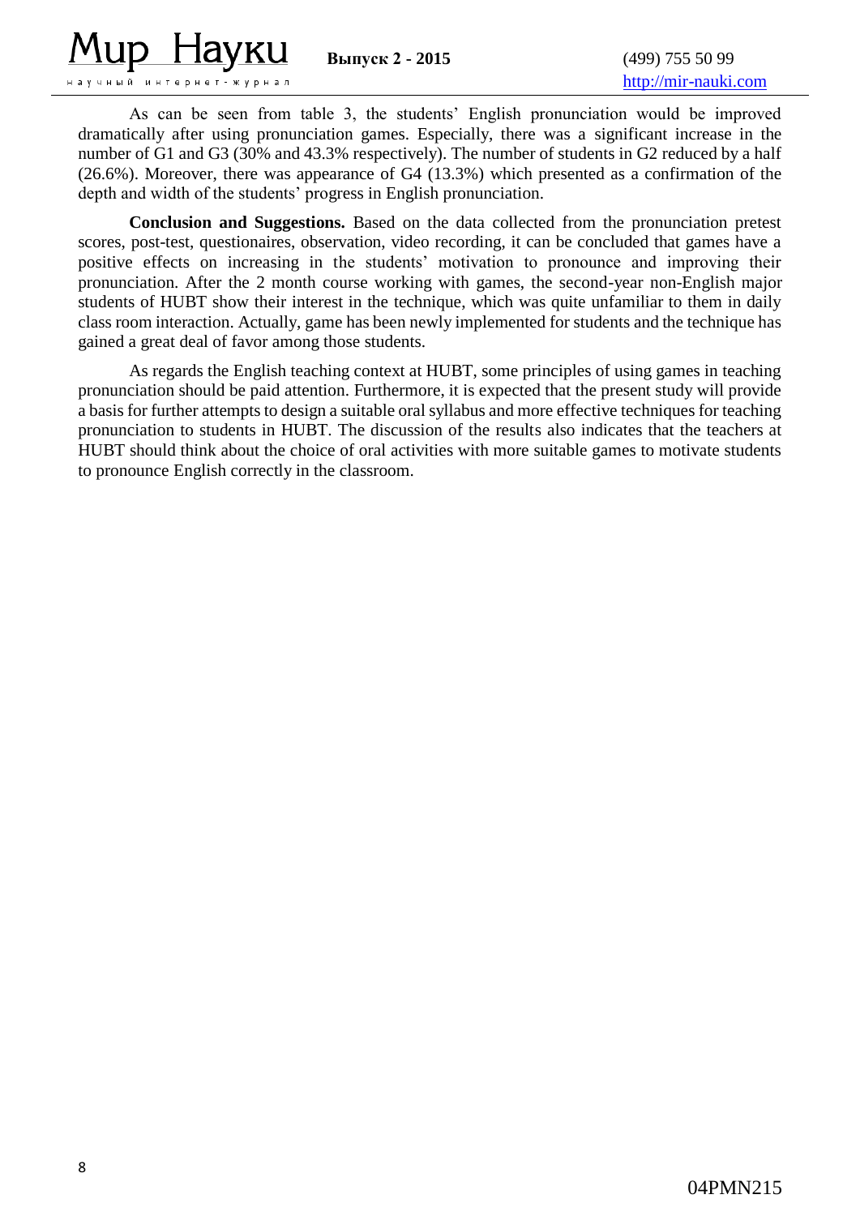As can be seen from table 3, the students' English pronunciation would be improved dramatically after using pronunciation games. Especially, there was a significant increase in the number of G1 and G3 (30% and 43.3% respectively). The number of students in G2 reduced by a half (26.6%). Moreover, there was appearance of G4 (13.3%) which presented as a confirmation of the depth and width of the students' progress in English pronunciation.

**Conclusion and Suggestions.** Based on the data collected from the pronunciation pretest scores, post-test, questionaires, observation, video recording, it can be concluded that games have a positive effects on increasing in the students' motivation to pronounce and improving their pronunciation. After the 2 month course working with games, the second-year non-English major students of HUBT show their interest in the technique, which was quite unfamiliar to them in daily class room interaction. Actually, game has been newly implemented for students and the technique has gained a great deal of favor among those students.

As regards the English teaching context at HUBT, some principles of using games in teaching pronunciation should be paid attention. Furthermore, it is expected that the present study will provide a basis for further attempts to design a suitable oral syllabus and more effective techniques for teaching pronunciation to students in HUBT. The discussion of the results also indicates that the teachers at HUBT should think about the choice of oral activities with more suitable games to motivate students to pronounce English correctly in the classroom.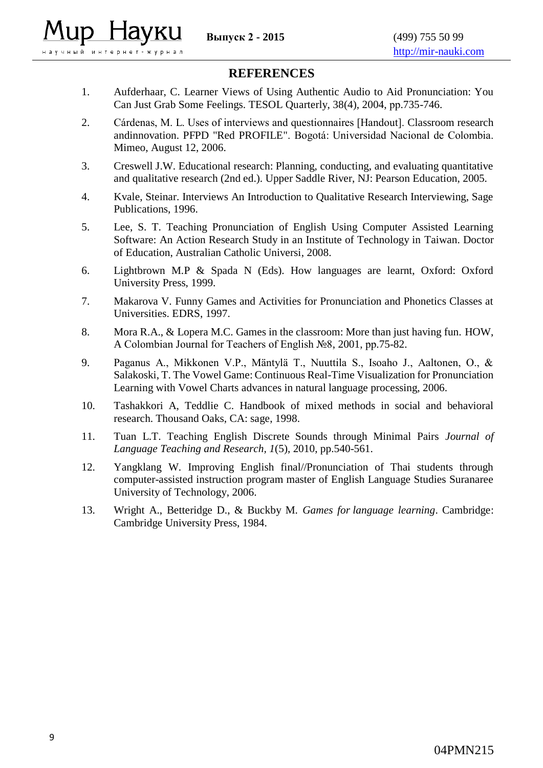## REFERENCES

1. Aufderhaar, C. Learner Views of Using Authentic Audio to Aid Pronunciation: You Can Just Grab Some Feelings. TESOL Quarterly, 38(4), 2004, pp.735-746.
2. Cárdenas, M. L. Uses of interviews and questionnaires [Handout]. Classroom research andinnovation. PFPD "Red PROFILE". Bogotá: Universidad Nacional de Colombia. Mimeo, August 12, 2006.
3. Creswell J.W. Educational research: Planning, conducting, and evaluating quantitative and qualitative research (2nd ed.). Upper Saddle River, NJ: Pearson Education, 2005.
4. Kvale, Steinar. Interviews An Introduction to Qualitative Research Interviewing, Sage Publications, 1996.
5. Lee, S. T. Teaching Pronunciation of English Using Computer Assisted Learning Software: An Action Research Study in an Institute of Technology in Taiwan. Doctor of Education, Australian Catholic Universi, 2008.
6. Lightbrown M.P & Spada N (Eds). How languages are learnt, Oxford: Oxford University Press, 1999.
7. Makarova V. Funny Games and Activities for Pronunciation and Phonetics Classes at Universities. EDRS, 1997.
8. Mora R.A., & Lopera M.C. Games in the classroom: More than just having fun. HOW, A Colombian Journal for Teachers of English №8, 2001, pp.75-82.
9. Paganus A., Mikkonen V.P., Mäntylä T., Nuuttila S., Isoaho J., Aaltonen, O., & Salakoski, T. The Vowel Game: Continuous Real-Time Visualization for Pronunciation Learning with Vowel Charts advances in natural language processing, 2006.
10. Tashakkori A, Teddlie C. Handbook of mixed methods in social and behavioral research. Thousand Oaks, CA: sage, 1998.
11. Tuan L.T. Teaching English Discrete Sounds through Minimal Pairs *Journal of Language Teaching and Research, 1*(5), 2010, pp.540-561.
12. Yangklang W. Improving English final//Pronunciation of Thai students through computer-assisted instruction program master of English Language Studies Suranaree University of Technology, 2006.
13. Wright A., Betteridge D., & Buckby M. *Games for language learning*. Cambridge: Cambridge University Press, 1984.